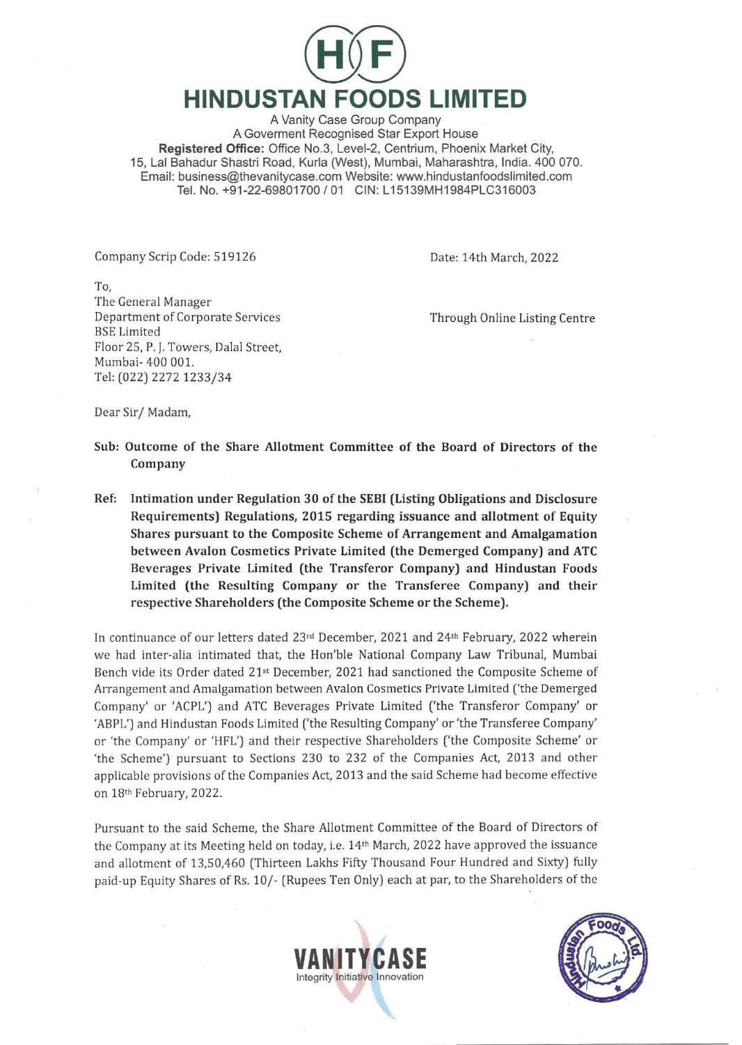# HINDUSTAN FOODS LIMITED

A Vanity Case Group Company
A Goverment Recognised Star Export House
**Registered Office:** Office No.3, Level-2, Centrium, Phoenix Market City, 15, Lal Bahadur Shastri Road, Kurla (West), Mumbai, Maharashtra, India. 400 070.
Email: business@thevanitycase.com Website: www.hindustanfoodslimited.com
Tel. No. +91-22-69801700 / 01 CIN: L15139MH1984PLC316003

Company Scrip Code: 519126

Date: 14th March, 2022

To,
The General Manager
Department of Corporate Services
BSE Limited
Floor 25, P. J. Towers, Dalal Street,
Mumbai- 400 001.
Tel: (022) 2272 1233/34

Through Online Listing Centre

Dear Sir/ Madam,

**Sub: Outcome of the Share Allotment Committee of the Board of Directors of the Company**

**Ref: Intimation under Regulation 30 of the SEBI (Listing Obligations and Disclosure Requirements) Regulations, 2015 regarding issuance and allotment of Equity Shares pursuant to the Composite Scheme of Arrangement and Amalgamation between Avalon Cosmetics Private Limited (the Demerged Company) and ATC Beverages Private Limited (the Transferor Company) and Hindustan Foods Limited (the Resulting Company or the Transferee Company) and their respective Shareholders (the Composite Scheme or the Scheme).**

In continuance of our letters dated 23rd December, 2021 and 24th February, 2022 wherein we had inter-alia intimated that, the Hon'ble National Company Law Tribunal, Mumbai Bench vide its Order dated 21st December, 2021 had sanctioned the Composite Scheme of Arrangement and Amalgamation between Avalon Cosmetics Private Limited ('the Demerged Company' or 'ACPL') and ATC Beverages Private Limited ('the Transferor Company' or 'ABPL') and Hindustan Foods Limited ('the Resulting Company' or 'the Transferee Company' or 'the Company' or 'HFL') and their respective Shareholders ('the Composite Scheme' or 'the Scheme') pursuant to Sections 230 to 232 of the Companies Act, 2013 and other applicable provisions of the Companies Act, 2013 and the said Scheme had become effective on 18th February, 2022.

Pursuant to the said Scheme, the Share Allotment Committee of the Board of Directors of the Company at its Meeting held on today, i.e. 14th March, 2022 have approved the issuance and allotment of 13,50,460 (Thirteen Lakhs Fifty Thousand Four Hundred and Sixty) fully paid-up Equity Shares of Rs. 10/- (Rupees Ten Only) each at par, to the Shareholders of the

VANITYCASE
Integrity Initiative Innovation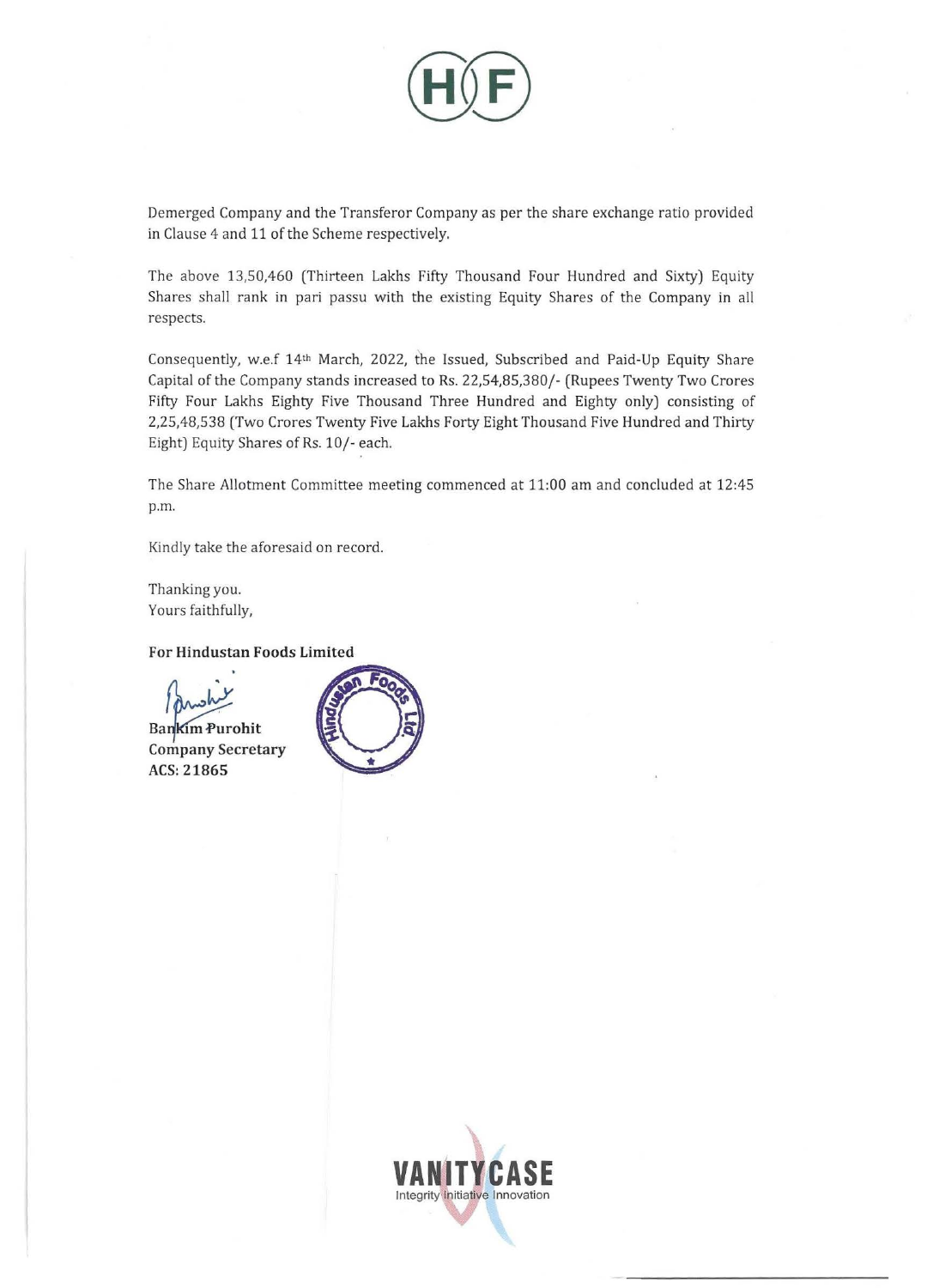Demerged Company and the Transferor Company as per the share exchange ratio provided in Clause 4 and 11 of the Scheme respectively.

The above 13,50,460 (Thirteen Lakhs Fifty Thousand Four Hundred and Sixty) Equity Shares shall rank in pari passu with the existing Equity Shares of the Company in all respects.

Consequently, w.e.f 14th March, 2022, the Issued, Subscribed and Paid-Up Equity Share Capital of the Company stands increased to Rs. 22,54,85,380/- (Rupees Twenty Two Crores Fifty Four Lakhs Eighty Five Thousand Three Hundred and Eighty only) consisting of 2,25,48,538 (Two Crores Twenty Five Lakhs Forty Eight Thousand Five Hundred and Thirty Eight) Equity Shares of Rs. 10/- each.

The Share Allotment Committee meeting commenced at 11:00 am and concluded at 12:45 p.m.

Kindly take the aforesaid on record.

Thanking you.
Yours faithfully,

**For Hindustan Foods Limited**

**Bankim Purohit**
**Company Secretary**
**ACS: 21865**

VANITYCASE
Integrity Initiative Innovation